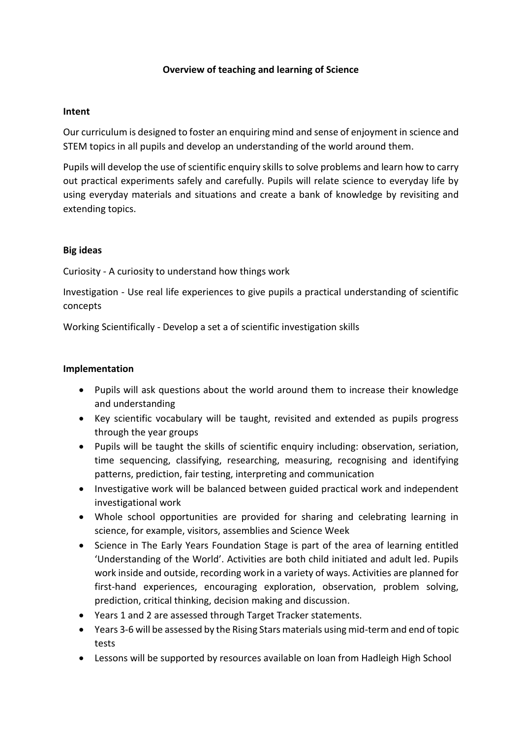# Overview of teaching and learning of Science

## Intent

Our curriculum is designed to foster an enquiring mind and sense of enjoyment in science and STEM topics in all pupils and develop an understanding of the world around them.

Pupils will develop the use of scientific enquiry skills to solve problems and learn how to carry out practical experiments safely and carefully. Pupils will relate science to everyday life by using everyday materials and situations and create a bank of knowledge by revisiting and extending topics.

## Big ideas

Curiosity - A curiosity to understand how things work

Investigation - Use real life experiences to give pupils a practical understanding of scientific concepts

Working Scientifically - Develop a set a of scientific investigation skills

## Implementation

- Pupils will ask questions about the world around them to increase their knowledge and understanding
- Key scientific vocabulary will be taught, revisited and extended as pupils progress through the year groups
- Pupils will be taught the skills of scientific enquiry including: observation, seriation, time sequencing, classifying, researching, measuring, recognising and identifying patterns, prediction, fair testing, interpreting and communication
- Investigative work will be balanced between guided practical work and independent investigational work
- Whole school opportunities are provided for sharing and celebrating learning in science, for example, visitors, assemblies and Science Week
- Science in The Early Years Foundation Stage is part of the area of learning entitled 'Understanding of the World'. Activities are both child initiated and adult led. Pupils work inside and outside, recording work in a variety of ways. Activities are planned for first-hand experiences, encouraging exploration, observation, problem solving, prediction, critical thinking, decision making and discussion.
- Years 1 and 2 are assessed through Target Tracker statements.
- Years 3-6 will be assessed by the Rising Stars materials using mid-term and end of topic tests
- Lessons will be supported by resources available on loan from Hadleigh High School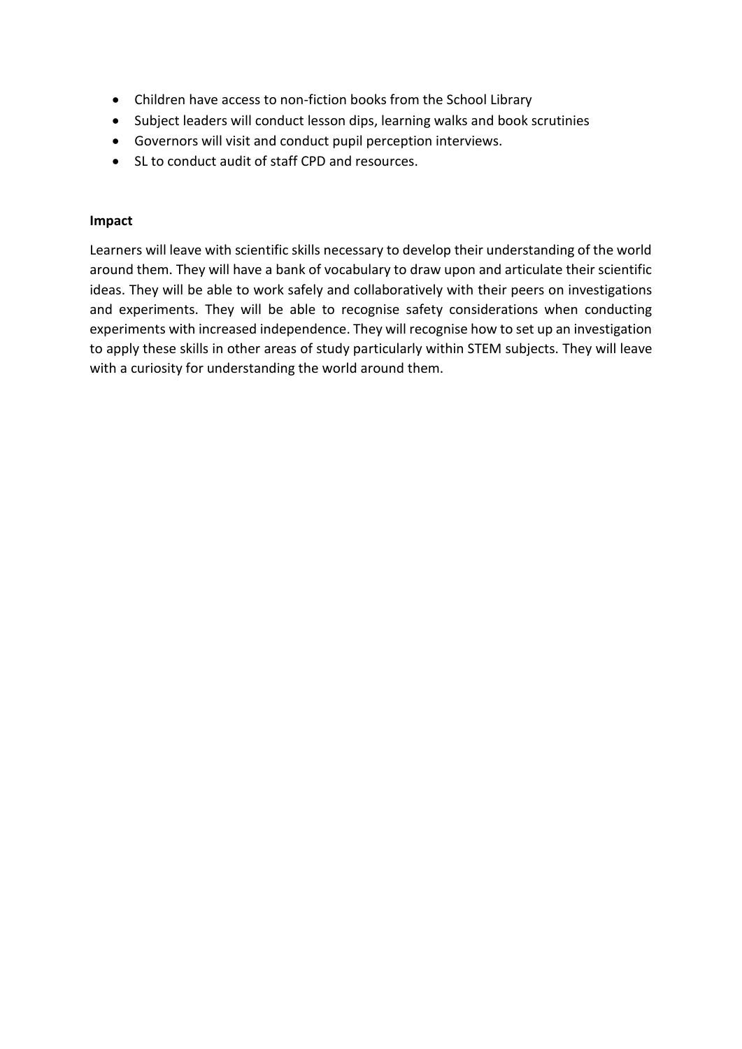- Children have access to non-fiction books from the School Library
- Subject leaders will conduct lesson dips, learning walks and book scrutinies
- Governors will visit and conduct pupil perception interviews.
- SL to conduct audit of staff CPD and resources.

**Impact**

Learners will leave with scientific skills necessary to develop their understanding of the world around them. They will have a bank of vocabulary to draw upon and articulate their scientific ideas. They will be able to work safely and collaboratively with their peers on investigations and experiments. They will be able to recognise safety considerations when conducting experiments with increased independence. They will recognise how to set up an investigation to apply these skills in other areas of study particularly within STEM subjects. They will leave with a curiosity for understanding the world around them.